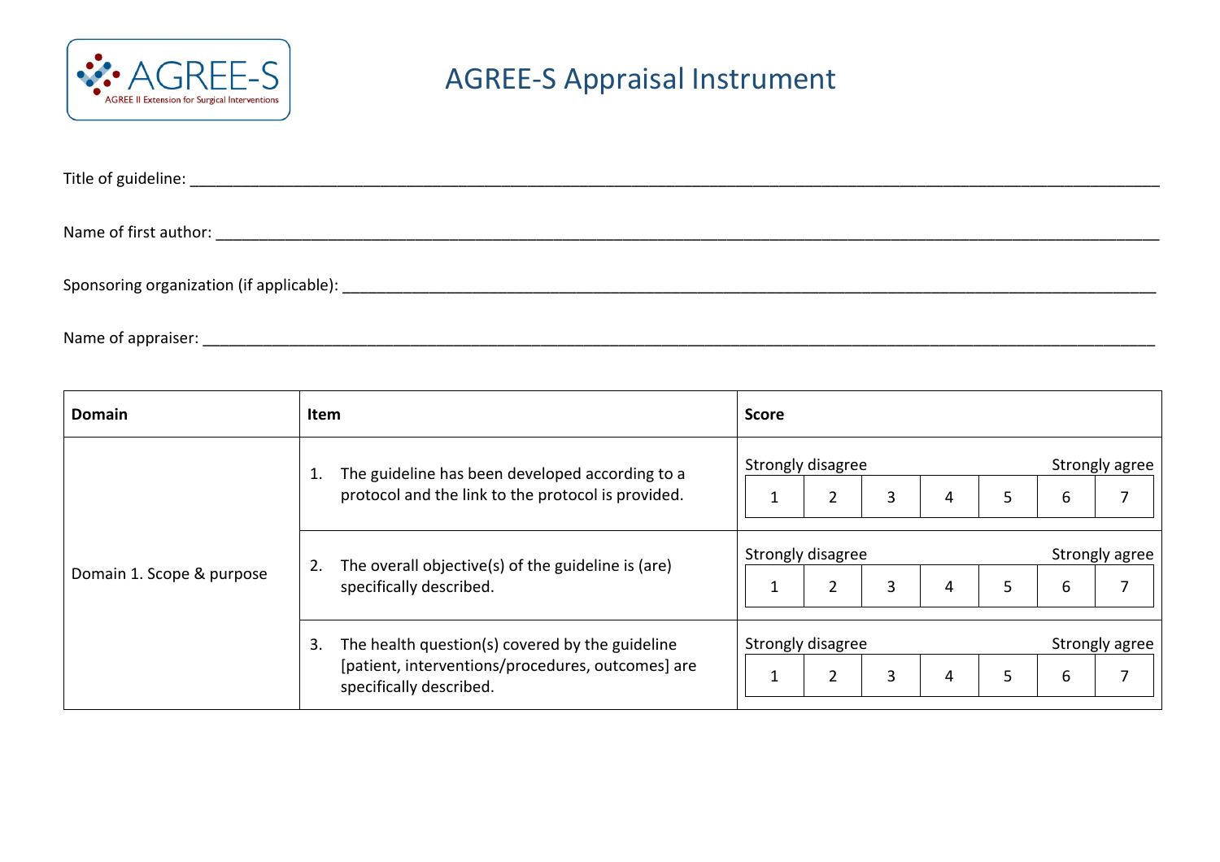AGREE-S
AGREE II Extension for Surgical Interventions

# AGREE-S Appraisal Instrument

Title of guideline: ______________________________________________

Name of first author: ______________________________________________

Sponsoring organization (if applicable): ______________________________________________

Name of appraiser: ______________________________________________

| Domain | Item | Score |
|---|---|---|
| Domain 1. Scope & purpose | 1. The guideline has been developed according to a protocol and the link to the protocol is provided. | Strongly disagree 1 2 3 4 5 6 7 Strongly agree |
| | 2. The overall objective(s) of the guideline is (are) specifically described. | Strongly disagree 1 2 3 4 5 6 7 Strongly agree |
| | 3. The health question(s) covered by the guideline [patient, interventions/procedures, outcomes] are specifically described. | Strongly disagree 1 2 3 4 5 6 7 Strongly agree |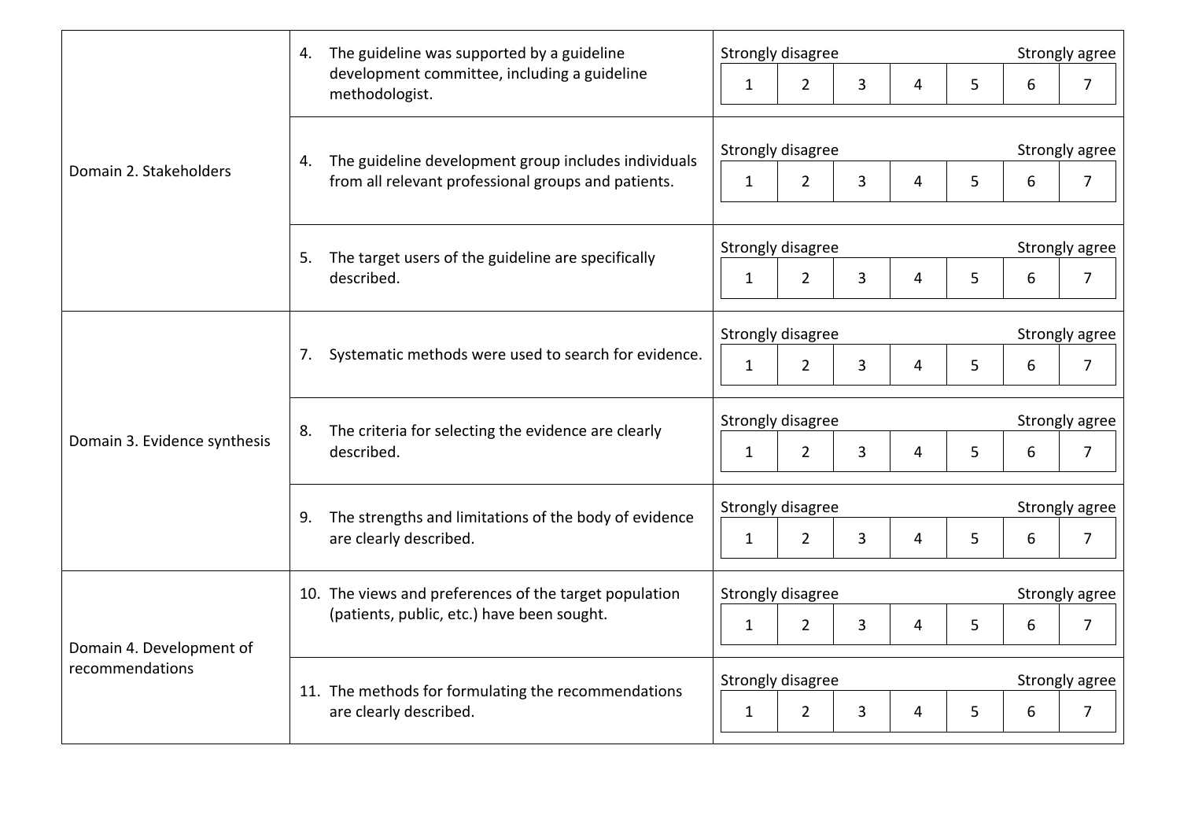| Domain | Item | Rating |
|---|---|---|
| Domain 2. Stakeholders | 4. The guideline was supported by a guideline development committee, including a guideline methodologist. | Strongly disagree 1 2 3 4 5 6 7 Strongly agree |
| | 4. The guideline development group includes individuals from all relevant professional groups and patients. | Strongly disagree 1 2 3 4 5 6 7 Strongly agree |
| | 5. The target users of the guideline are specifically described. | Strongly disagree 1 2 3 4 5 6 7 Strongly agree |
| Domain 3. Evidence synthesis | 7. Systematic methods were used to search for evidence. | Strongly disagree 1 2 3 4 5 6 7 Strongly agree |
| | 8. The criteria for selecting the evidence are clearly described. | Strongly disagree 1 2 3 4 5 6 7 Strongly agree |
| | 9. The strengths and limitations of the body of evidence are clearly described. | Strongly disagree 1 2 3 4 5 6 7 Strongly agree |
| Domain 4. Development of recommendations | 10. The views and preferences of the target population (patients, public, etc.) have been sought. | Strongly disagree 1 2 3 4 5 6 7 Strongly agree |
| | 11. The methods for formulating the recommendations are clearly described. | Strongly disagree 1 2 3 4 5 6 7 Strongly agree |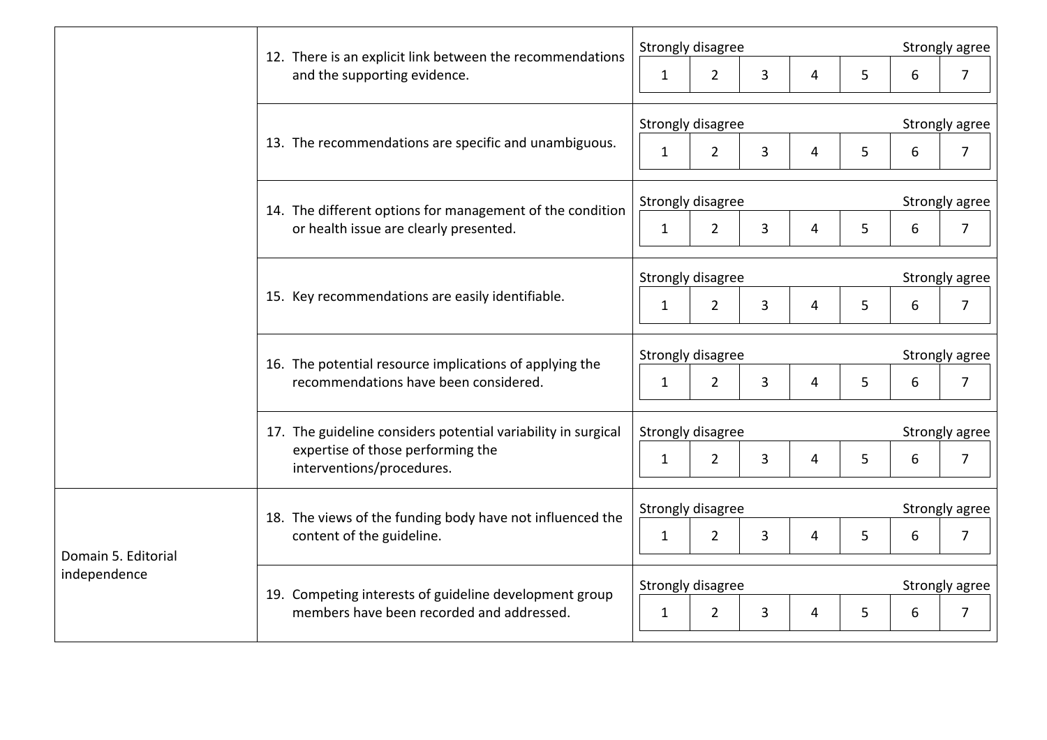| | | | | | | | | |
|---|---|---|---|---|---|---|---|---|
| | 12. There is an explicit link between the recommendations and the supporting evidence. | Strongly disagree 1 | 2 | 3 | 4 | 5 | 6 | Strongly agree 7 |
| | 13. The recommendations are specific and unambiguous. | Strongly disagree 1 | 2 | 3 | 4 | 5 | 6 | Strongly agree 7 |
| | 14. The different options for management of the condition or health issue are clearly presented. | Strongly disagree 1 | 2 | 3 | 4 | 5 | 6 | Strongly agree 7 |
| | 15. Key recommendations are easily identifiable. | Strongly disagree 1 | 2 | 3 | 4 | 5 | 6 | Strongly agree 7 |
| | 16. The potential resource implications of applying the recommendations have been considered. | Strongly disagree 1 | 2 | 3 | 4 | 5 | 6 | Strongly agree 7 |
| | 17. The guideline considers potential variability in surgical expertise of those performing the interventions/procedures. | Strongly disagree 1 | 2 | 3 | 4 | 5 | 6 | Strongly agree 7 |
| Domain 5. Editorial independence | 18. The views of the funding body have not influenced the content of the guideline. | Strongly disagree 1 | 2 | 3 | 4 | 5 | 6 | Strongly agree 7 |
| | 19. Competing interests of guideline development group members have been recorded and addressed. | Strongly disagree 1 | 2 | 3 | 4 | 5 | 6 | Strongly agree 7 |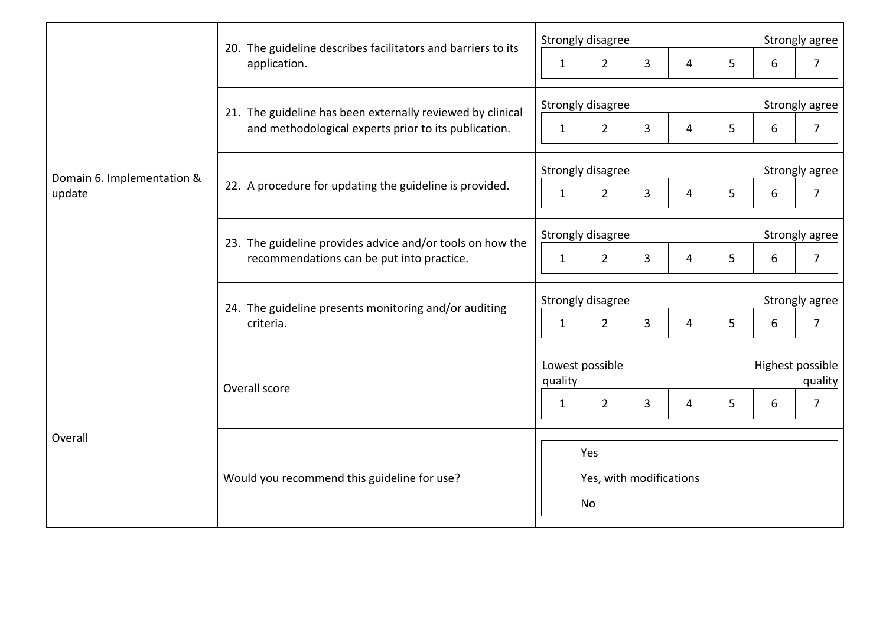| Domain | Item | Rating |
|---|---|---|
| Domain 6. Implementation & update | 20. The guideline describes facilitators and barriers to its application. | Strongly disagree 1 2 3 4 5 6 7 Strongly agree |
| | 21. The guideline has been externally reviewed by clinical and methodological experts prior to its publication. | Strongly disagree 1 2 3 4 5 6 7 Strongly agree |
| | 22. A procedure for updating the guideline is provided. | Strongly disagree 1 2 3 4 5 6 7 Strongly agree |
| | 23. The guideline provides advice and/or tools on how the recommendations can be put into practice. | Strongly disagree 1 2 3 4 5 6 7 Strongly agree |
| | 24. The guideline presents monitoring and/or auditing criteria. | Strongly disagree 1 2 3 4 5 6 7 Strongly agree |
| Overall | Overall score | Lowest possible quality 1 2 3 4 5 6 7 Highest possible quality |
| | Would you recommend this guideline for use? | ☐ Yes<br>☐ Yes, with modifications<br>☐ No |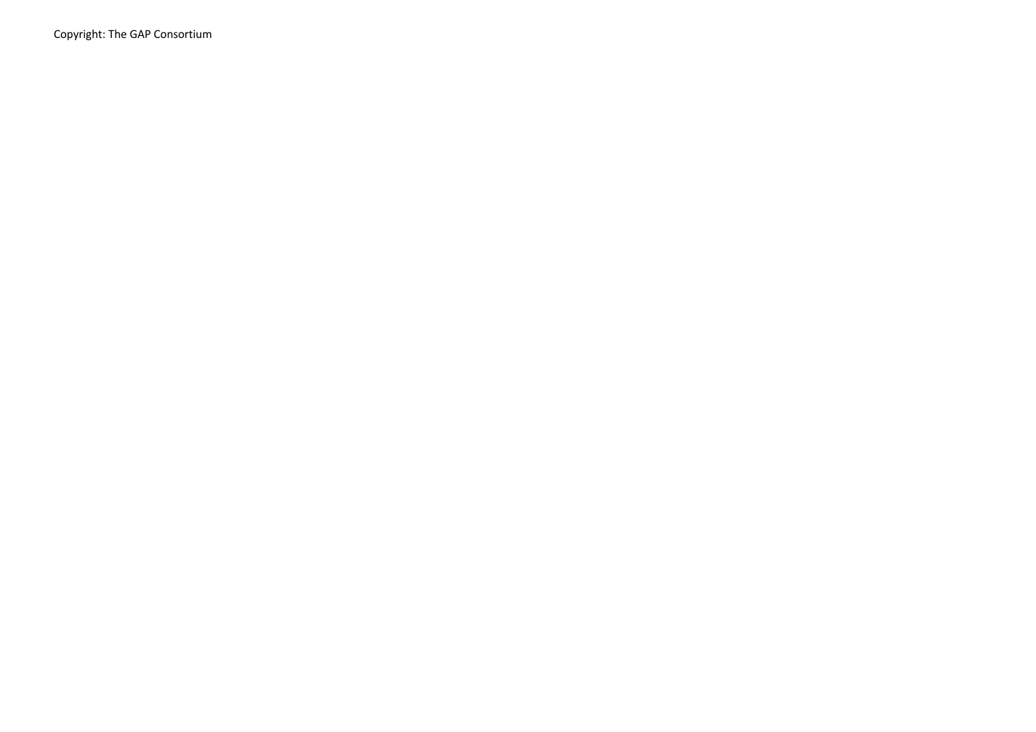Copyright: The GAP Consortium